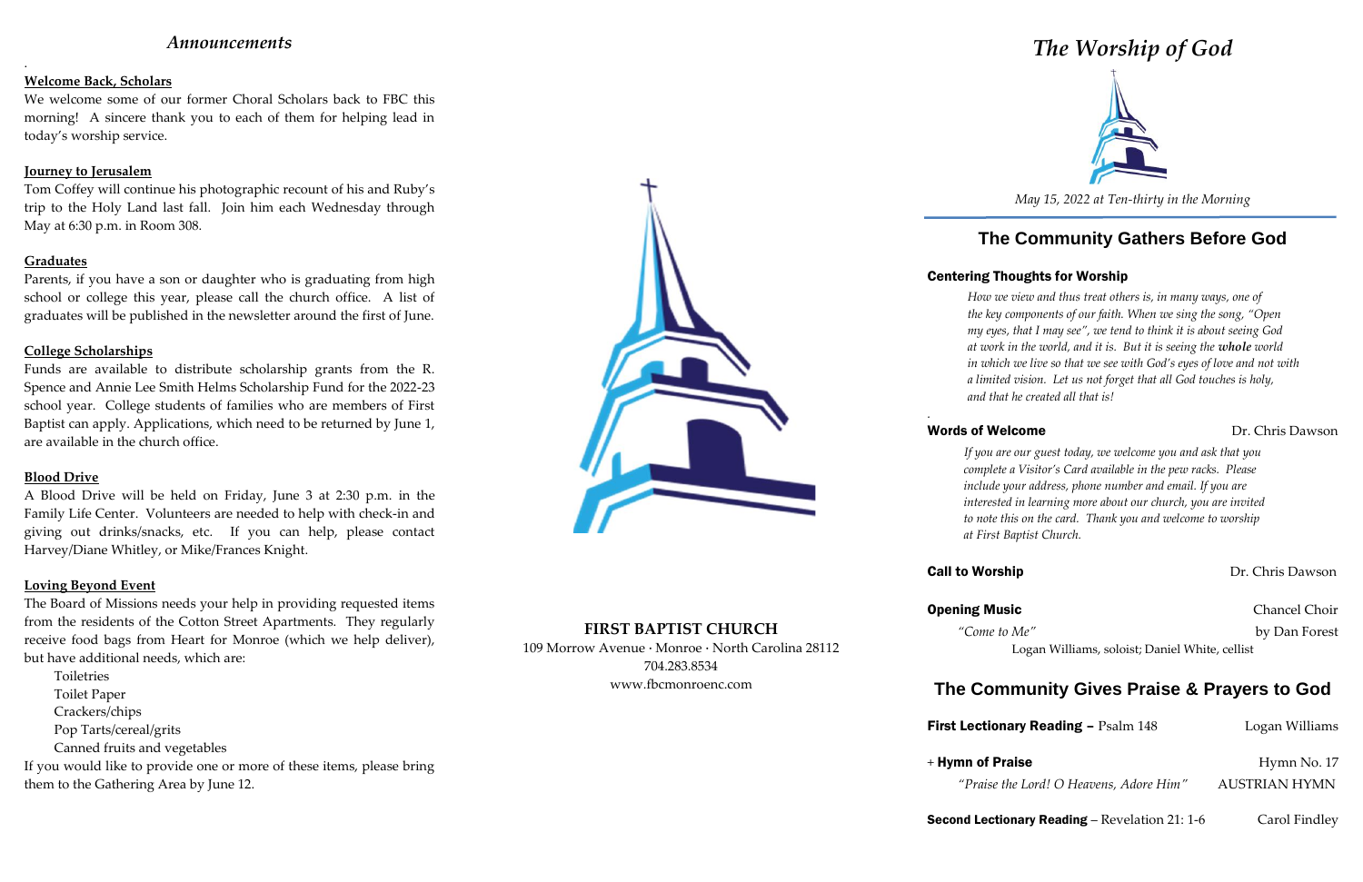## *Announcements*

**Welcome Back, Scholars**

We welcome some of our former Choral Scholars back to FBC this morning! A sincere thank you to each of them for helping lead in today's worship service.

**Journey to Jerusalem**

Tom Coffey will continue his photographic recount of his and Ruby's trip to the Holy Land last fall. Join him each Wednesday through May at 6:30 p.m. in Room 308.

**Graduates**

Parents, if you have a son or daughter who is graduating from high school or college this year, please call the church office. A list of graduates will be published in the newsletter around the first of June.

**College Scholarships**

Funds are available to distribute scholarship grants from the R. Spence and Annie Lee Smith Helms Scholarship Fund for the 2022-23 school year. College students of families who are members of First Baptist can apply. Applications, which need to be returned by June 1, are available in the church office.

**Blood Drive**

A Blood Drive will be held on Friday, June 3 at 2:30 p.m. in the Family Life Center. Volunteers are needed to help with check-in and giving out drinks/snacks, etc. If you can help, please contact Harvey/Diane Whitley, or Mike/Frances Knight.

**Loving Beyond Event**

The Board of Missions needs your help in providing requested items from the residents of the Cotton Street Apartments. They regularly receive food bags from Heart for Monroe (which we help deliver), but have additional needs, which are:

- Toiletries
- Toilet Paper
- Crackers/chips
- Pop Tarts/cereal/grits
- Canned fruits and vegetables

If you would like to provide one or more of these items, please bring them to the Gathering Area by June 12.

**FIRST BAPTIST CHURCH**
109 Morrow Avenue · Monroe · North Carolina 28112
704.283.8534
www.fbcmonroenc.com

# *The Worship of God*

*May 15, 2022 at Ten-thirty in the Morning*

## The Community Gathers Before God

**Centering Thoughts for Worship**

*How we view and thus treat others is, in many ways, one of the key components of our faith. When we sing the song, "Open my eyes, that I may see", we tend to think it is about seeing God at work in the world, and it is. But it is seeing the **whole** world in which we live so that we see with God's eyes of love and not with a limited vision. Let us not forget that all God touches is holy, and that he created all that is!*

**Words of Welcome** — Dr. Chris Dawson

*If you are our guest today, we welcome you and ask that you complete a Visitor's Card available in the pew racks. Please include your address, phone number and email. If you are interested in learning more about our church, you are invited to note this on the card. Thank you and welcome to worship at First Baptist Church.*

**Call to Worship** — Dr. Chris Dawson

**Opening Music** — Chancel Choir
*"Come to Me"* — by Dan Forest
Logan Williams, soloist; Daniel White, cellist

## The Community Gives Praise & Prayers to God

**First Lectionary Reading** – Psalm 148 — Logan Williams

+ **Hymn of Praise** — Hymn No. 17
*"Praise the Lord! O Heavens, Adore Him"* — AUSTRIAN HYMN

**Second Lectionary Reading** – Revelation 21: 1-6 — Carol Findley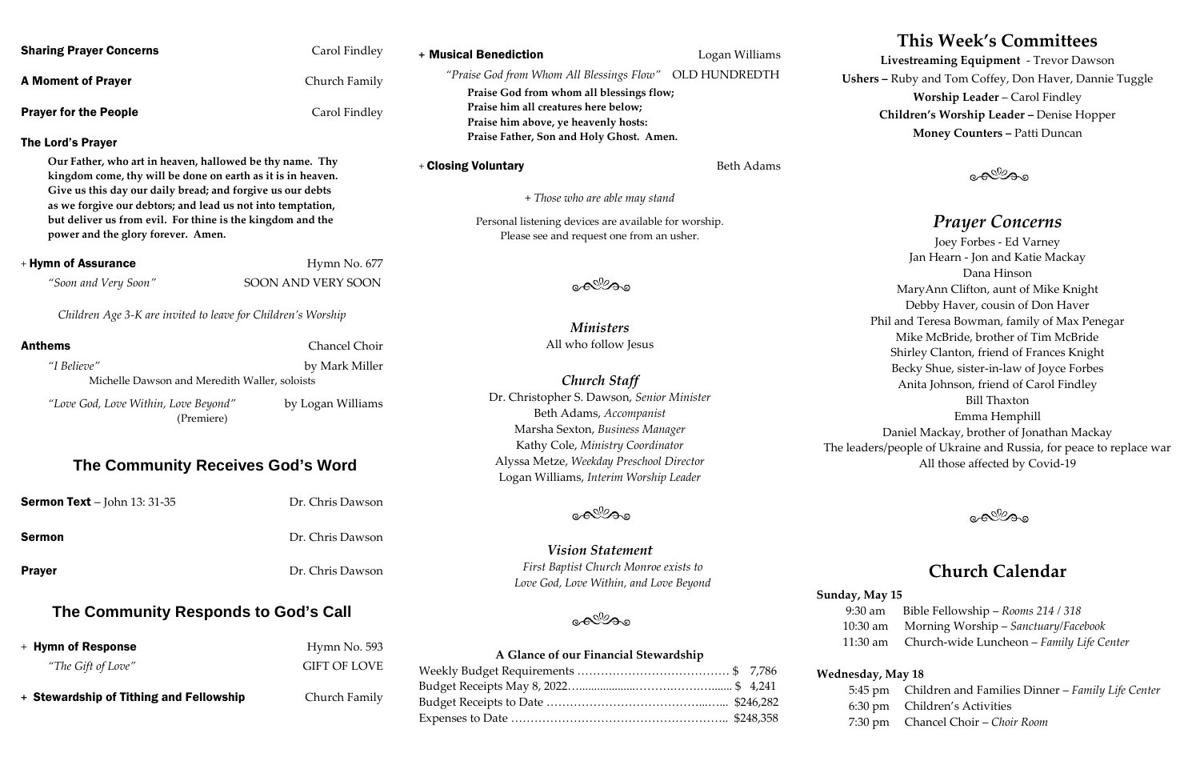**Sharing Prayer Concerns** Carol Findley

**A Moment of Prayer** Church Family

**Prayer for the People** Carol Findley

**The Lord's Prayer**

**Our Father, who art in heaven, hallowed be thy name. Thy kingdom come, thy will be done on earth as it is in heaven. Give us this day our daily bread; and forgive us our debts as we forgive our debtors; and lead us not into temptation, but deliver us from evil. For thine is the kingdom and the power and the glory forever. Amen.**

\+ **Hymn of Assurance** Hymn No. 677

*"Soon and Very Soon"* SOON AND VERY SOON

*Children Age 3-K are invited to leave for Children's Worship*

**Anthems** Chancel Choir

*"I Believe"* by Mark Miller
Michelle Dawson and Meredith Waller, soloists

*"Love God, Love Within, Love Beyond"* (Premiere) by Logan Williams

## The Community Receives God's Word

**Sermon Text** – John 13: 31-35 Dr. Chris Dawson

**Sermon** Dr. Chris Dawson

**Prayer** Dr. Chris Dawson

## The Community Responds to God's Call

\+ **Hymn of Response** Hymn No. 593

*"The Gift of Love"* GIFT OF LOVE

\+ **Stewardship of Tithing and Fellowship** Church Family

\+ **Musical Benediction** Logan Williams

*"Praise God from Whom All Blessings Flow"* OLD HUNDREDTH

**Praise God from whom all blessings flow;**
**Praise him all creatures here below;**
**Praise him above, ye heavenly hosts:**
**Praise Father, Son and Holy Ghost. Amen.**

\+ **Closing Voluntary** Beth Adams

*+ Those who are able may stand*

Personal listening devices are available for worship.
Please see and request one from an usher.

### *Ministers*

All who follow Jesus

### *Church Staff*

Dr. Christopher S. Dawson, *Senior Minister*
Beth Adams, *Accompanist*
Marsha Sexton, *Business Manager*
Kathy Cole, *Ministry Coordinator*
Alyssa Metze, *Weekday Preschool Director*
Logan Williams, *Interim Worship Leader*

### *Vision Statement*

*First Baptist Church Monroe exists to*
*Love God, Love Within, and Love Beyond*

### A Glance of our Financial Stewardship

| | |
|---|---|
| Weekly Budget Requirements | $ 7,786 |
| Budget Receipts May 8, 2022 | $ 4,241 |
| Budget Receipts to Date | $246,282 |
| Expenses to Date | $248,358 |

## This Week's Committees

**Livestreaming Equipment** - Trevor Dawson
**Ushers –** Ruby and Tom Coffey, Don Haver, Dannie Tuggle
**Worship Leader** – Carol Findley
**Children's Worship Leader –** Denise Hopper
**Money Counters –** Patti Duncan

## *Prayer Concerns*

Joey Forbes - Ed Varney
Jan Hearn - Jon and Katie Mackay
Dana Hinson
MaryAnn Clifton, aunt of Mike Knight
Debby Haver, cousin of Don Haver
Phil and Teresa Bowman, family of Max Penegar
Mike McBride, brother of Tim McBride
Shirley Clanton, friend of Frances Knight
Becky Shue, sister-in-law of Joyce Forbes
Anita Johnson, friend of Carol Findley
Bill Thaxton
Emma Hemphill
Daniel Mackay, brother of Jonathan Mackay
The leaders/people of Ukraine and Russia, for peace to replace war
All those affected by Covid-19

## Church Calendar

**Sunday, May 15**
9:30 am Bible Fellowship – *Rooms 214 / 318*
10:30 am Morning Worship – *Sanctuary/Facebook*
11:30 am Church-wide Luncheon – *Family Life Center*

**Wednesday, May 18**
5:45 pm Children and Families Dinner – *Family Life Center*
6:30 pm Children's Activities
7:30 pm Chancel Choir – *Choir Room*